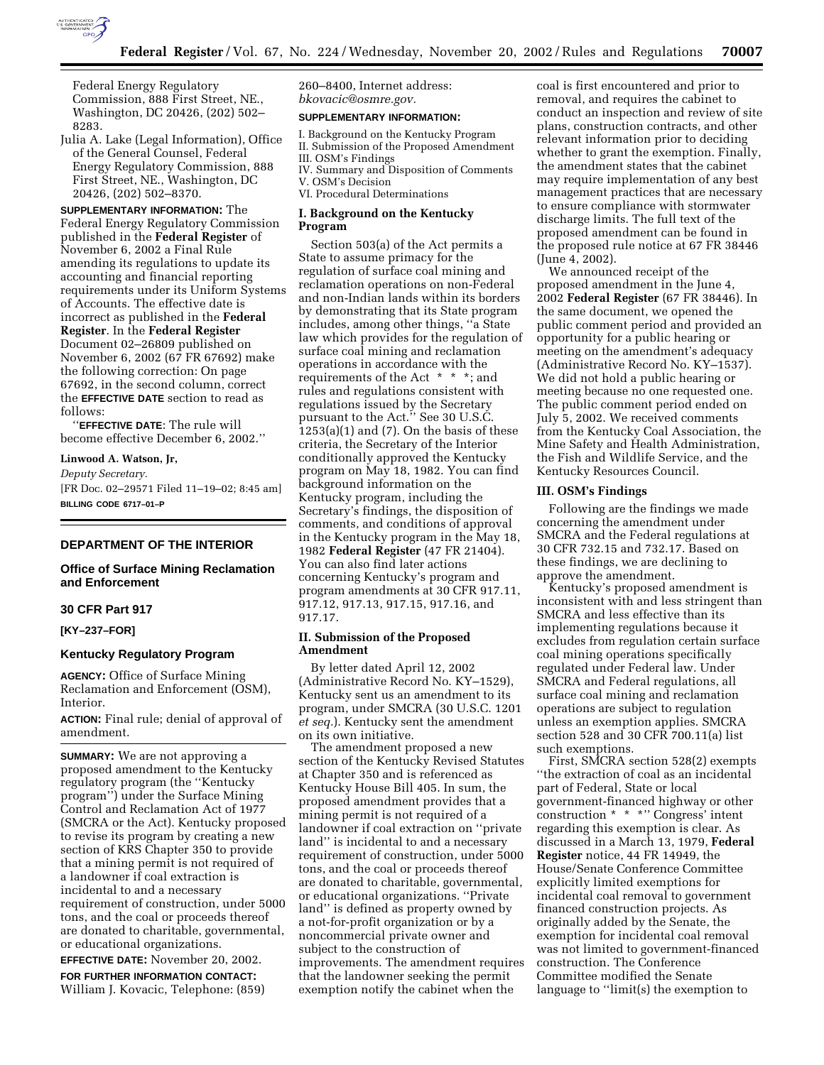Federal Energy Regulatory Commission, 888 First Street, NE., Washington, DC 20426, (202) 502–8283.

Julia A. Lake (Legal Information), Office of the General Counsel, Federal Energy Regulatory Commission, 888 First Street, NE., Washington, DC 20426, (202) 502–8370.

**SUPPLEMENTARY INFORMATION:** The Federal Energy Regulatory Commission published in the **Federal Register** of November 6, 2002 a Final Rule amending its regulations to update its accounting and financial reporting requirements under its Uniform Systems of Accounts. The effective date is incorrect as published in the **Federal Register**. In the **Federal Register** Document 02–26809 published on November 6, 2002 (67 FR 67692) make the following correction: On page 67692, in the second column, correct the **EFFECTIVE DATE** section to read as follows:

''**EFFECTIVE DATE**: The rule will become effective December 6, 2002.''

**Linwood A. Watson, Jr,**

*Deputy Secretary.*

[FR Doc. 02–29571 Filed 11–19–02; 8:45 am]

**BILLING CODE 6717–01–P**

## DEPARTMENT OF THE INTERIOR

### Office of Surface Mining Reclamation and Enforcement

### 30 CFR Part 917

**[KY–237–FOR]**

### Kentucky Regulatory Program

**AGENCY:** Office of Surface Mining Reclamation and Enforcement (OSM), Interior.

**ACTION:** Final rule; denial of approval of amendment.

**SUMMARY:** We are not approving a proposed amendment to the Kentucky regulatory program (the ''Kentucky program'') under the Surface Mining Control and Reclamation Act of 1977 (SMCRA or the Act). Kentucky proposed to revise its program by creating a new section of KRS Chapter 350 to provide that a mining permit is not required of a landowner if coal extraction is incidental to and a necessary requirement of construction, under 5000 tons, and the coal or proceeds thereof are donated to charitable, governmental, or educational organizations.

**EFFECTIVE DATE:** November 20, 2002.

**FOR FURTHER INFORMATION CONTACT:** William J. Kovacic, Telephone: (859) 260–8400, Internet address: *bkovacic@osmre.gov.*

**SUPPLEMENTARY INFORMATION:**

I. Background on the Kentucky Program
II. Submission of the Proposed Amendment
III. OSM's Findings
IV. Summary and Disposition of Comments
V. OSM's Decision
VI. Procedural Determinations

#### I. Background on the Kentucky Program

Section 503(a) of the Act permits a State to assume primacy for the regulation of surface coal mining and reclamation operations on non-Federal and non-Indian lands within its borders by demonstrating that its State program includes, among other things, ''a State law which provides for the regulation of surface coal mining and reclamation operations in accordance with the requirements of the Act * * *; and rules and regulations consistent with regulations issued by the Secretary pursuant to the Act.'' See 30 U.S.C. 1253(a)(1) and (7). On the basis of these criteria, the Secretary of the Interior conditionally approved the Kentucky program on May 18, 1982. You can find background information on the Kentucky program, including the Secretary's findings, the disposition of comments, and conditions of approval in the Kentucky program in the May 18, 1982 **Federal Register** (47 FR 21404). You can also find later actions concerning Kentucky's program and program amendments at 30 CFR 917.11, 917.12, 917.13, 917.15, 917.16, and 917.17.

#### II. Submission of the Proposed Amendment

By letter dated April 12, 2002 (Administrative Record No. KY–1529), Kentucky sent us an amendment to its program, under SMCRA (30 U.S.C. 1201 *et seq.*). Kentucky sent the amendment on its own initiative.

The amendment proposed a new section of the Kentucky Revised Statutes at Chapter 350 and is referenced as Kentucky House Bill 405. In sum, the proposed amendment provides that a mining permit is not required of a landowner if coal extraction on ''private land'' is incidental to and a necessary requirement of construction, under 5000 tons, and the coal or proceeds thereof are donated to charitable, governmental, or educational organizations. ''Private land'' is defined as property owned by a not-for-profit organization or by a noncommercial private owner and subject to the construction of improvements. The amendment requires that the landowner seeking the permit exemption notify the cabinet when the coal is first encountered and prior to removal, and requires the cabinet to conduct an inspection and review of site plans, construction contracts, and other relevant information prior to deciding whether to grant the exemption. Finally, the amendment states that the cabinet may require implementation of any best management practices that are necessary to ensure compliance with stormwater discharge limits. The full text of the proposed amendment can be found in the proposed rule notice at 67 FR 38446 (June 4, 2002).

We announced receipt of the proposed amendment in the June 4, 2002 **Federal Register** (67 FR 38446). In the same document, we opened the public comment period and provided an opportunity for a public hearing or meeting on the amendment's adequacy (Administrative Record No. KY–1537). We did not hold a public hearing or meeting because no one requested one. The public comment period ended on July 5, 2002. We received comments from the Kentucky Coal Association, the Mine Safety and Health Administration, the Fish and Wildlife Service, and the Kentucky Resources Council.

#### III. OSM's Findings

Following are the findings we made concerning the amendment under SMCRA and the Federal regulations at 30 CFR 732.15 and 732.17. Based on these findings, we are declining to approve the amendment.

Kentucky's proposed amendment is inconsistent with and less stringent than SMCRA and less effective than its implementing regulations because it excludes from regulation certain surface coal mining operations specifically regulated under Federal law. Under SMCRA and Federal regulations, all surface coal mining and reclamation operations are subject to regulation unless an exemption applies. SMCRA section 528 and 30 CFR 700.11(a) list such exemptions.

First, SMCRA section 528(2) exempts ''the extraction of coal as an incidental part of Federal, State or local government-financed highway or other construction * * *'' Congress' intent regarding this exemption is clear. As discussed in a March 13, 1979, **Federal Register** notice, 44 FR 14949, the House/Senate Conference Committee explicitly limited exemptions for incidental coal removal to government financed construction projects. As originally added by the Senate, the exemption for incidental coal removal was not limited to government-financed construction. The Conference Committee modified the Senate language to ''limit(s) the exemption to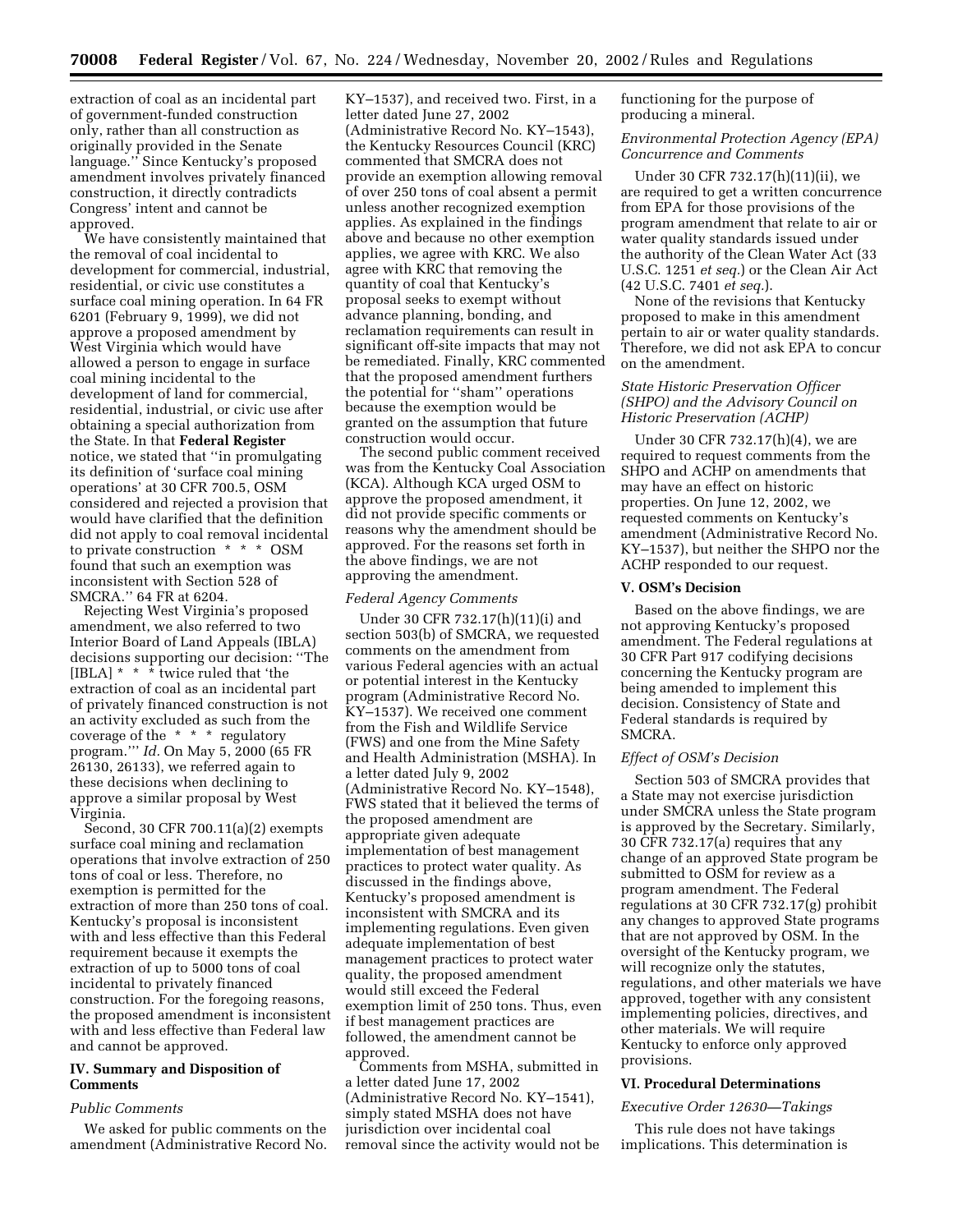extraction of coal as an incidental part of government-funded construction only, rather than all construction as originally provided in the Senate language.'' Since Kentucky's proposed amendment involves privately financed construction, it directly contradicts Congress' intent and cannot be approved.

We have consistently maintained that the removal of coal incidental to development for commercial, industrial, residential, or civic use constitutes a surface coal mining operation. In 64 FR 6201 (February 9, 1999), we did not approve a proposed amendment by West Virginia which would have allowed a person to engage in surface coal mining incidental to the development of land for commercial, residential, industrial, or civic use after obtaining a special authorization from the State. In that **Federal Register** notice, we stated that ''in promulgating its definition of 'surface coal mining operations' at 30 CFR 700.5, OSM considered and rejected a provision that would have clarified that the definition did not apply to coal removal incidental to private construction * * * OSM found that such an exemption was inconsistent with Section 528 of SMCRA.'' 64 FR at 6204.

Rejecting West Virginia's proposed amendment, we also referred to two Interior Board of Land Appeals (IBLA) decisions supporting our decision: ''The [IBLA] * * * twice ruled that 'the extraction of coal as an incidental part of privately financed construction is not an activity excluded as such from the coverage of the * * * regulatory program.''' *Id.* On May 5, 2000 (65 FR 26130, 26133), we referred again to these decisions when declining to approve a similar proposal by West Virginia.

Second, 30 CFR 700.11(a)(2) exempts surface coal mining and reclamation operations that involve extraction of 250 tons of coal or less. Therefore, no exemption is permitted for the extraction of more than 250 tons of coal. Kentucky's proposal is inconsistent with and less effective than this Federal requirement because it exempts the extraction of up to 5000 tons of coal incidental to privately financed construction. For the foregoing reasons, the proposed amendment is inconsistent with and less effective than Federal law and cannot be approved.

## IV. Summary and Disposition of Comments

### *Public Comments*

We asked for public comments on the amendment (Administrative Record No. KY–1537), and received two. First, in a letter dated June 27, 2002 (Administrative Record No. KY–1543), the Kentucky Resources Council (KRC) commented that SMCRA does not provide an exemption allowing removal of over 250 tons of coal absent a permit unless another recognized exemption applies. As explained in the findings above and because no other exemption applies, we agree with KRC. We also agree with KRC that removing the quantity of coal that Kentucky's proposal seeks to exempt without advance planning, bonding, and reclamation requirements can result in significant off-site impacts that may not be remediated. Finally, KRC commented that the proposed amendment furthers the potential for ''sham'' operations because the exemption would be granted on the assumption that future construction would occur.

The second public comment received was from the Kentucky Coal Association (KCA). Although KCA urged OSM to approve the proposed amendment, it did not provide specific comments or reasons why the amendment should be approved. For the reasons set forth in the above findings, we are not approving the amendment.

### *Federal Agency Comments*

Under 30 CFR 732.17(h)(11)(i) and section 503(b) of SMCRA, we requested comments on the amendment from various Federal agencies with an actual or potential interest in the Kentucky program (Administrative Record No. KY–1537). We received one comment from the Fish and Wildlife Service (FWS) and one from the Mine Safety and Health Administration (MSHA). In a letter dated July 9, 2002 (Administrative Record No. KY–1548), FWS stated that it believed the terms of the proposed amendment are appropriate given adequate implementation of best management practices to protect water quality. As discussed in the findings above, Kentucky's proposed amendment is inconsistent with SMCRA and its implementing regulations. Even given adequate implementation of best management practices to protect water quality, the proposed amendment would still exceed the Federal exemption limit of 250 tons. Thus, even if best management practices are followed, the amendment cannot be approved.

Comments from MSHA, submitted in a letter dated June 17, 2002 (Administrative Record No. KY–1541), simply stated MSHA does not have jurisdiction over incidental coal removal since the activity would not be functioning for the purpose of producing a mineral.

### *Environmental Protection Agency (EPA) Concurrence and Comments*

Under 30 CFR 732.17(h)(11)(ii), we are required to get a written concurrence from EPA for those provisions of the program amendment that relate to air or water quality standards issued under the authority of the Clean Water Act (33 U.S.C. 1251 *et seq.*) or the Clean Air Act (42 U.S.C. 7401 *et seq.*).

None of the revisions that Kentucky proposed to make in this amendment pertain to air or water quality standards. Therefore, we did not ask EPA to concur on the amendment.

### *State Historic Preservation Officer (SHPO) and the Advisory Council on Historic Preservation (ACHP)*

Under 30 CFR 732.17(h)(4), we are required to request comments from the SHPO and ACHP on amendments that may have an effect on historic properties. On June 12, 2002, we requested comments on Kentucky's amendment (Administrative Record No. KY–1537), but neither the SHPO nor the ACHP responded to our request.

## V. OSM's Decision

Based on the above findings, we are not approving Kentucky's proposed amendment. The Federal regulations at 30 CFR Part 917 codifying decisions concerning the Kentucky program are being amended to implement this decision. Consistency of State and Federal standards is required by SMCRA.

### *Effect of OSM's Decision*

Section 503 of SMCRA provides that a State may not exercise jurisdiction under SMCRA unless the State program is approved by the Secretary. Similarly, 30 CFR 732.17(a) requires that any change of an approved State program be submitted to OSM for review as a program amendment. The Federal regulations at 30 CFR 732.17(g) prohibit any changes to approved State programs that are not approved by OSM. In the oversight of the Kentucky program, we will recognize only the statutes, regulations, and other materials we have approved, together with any consistent implementing policies, directives, and other materials. We will require Kentucky to enforce only approved provisions.

## VI. Procedural Determinations

### *Executive Order 12630—Takings*

This rule does not have takings implications. This determination is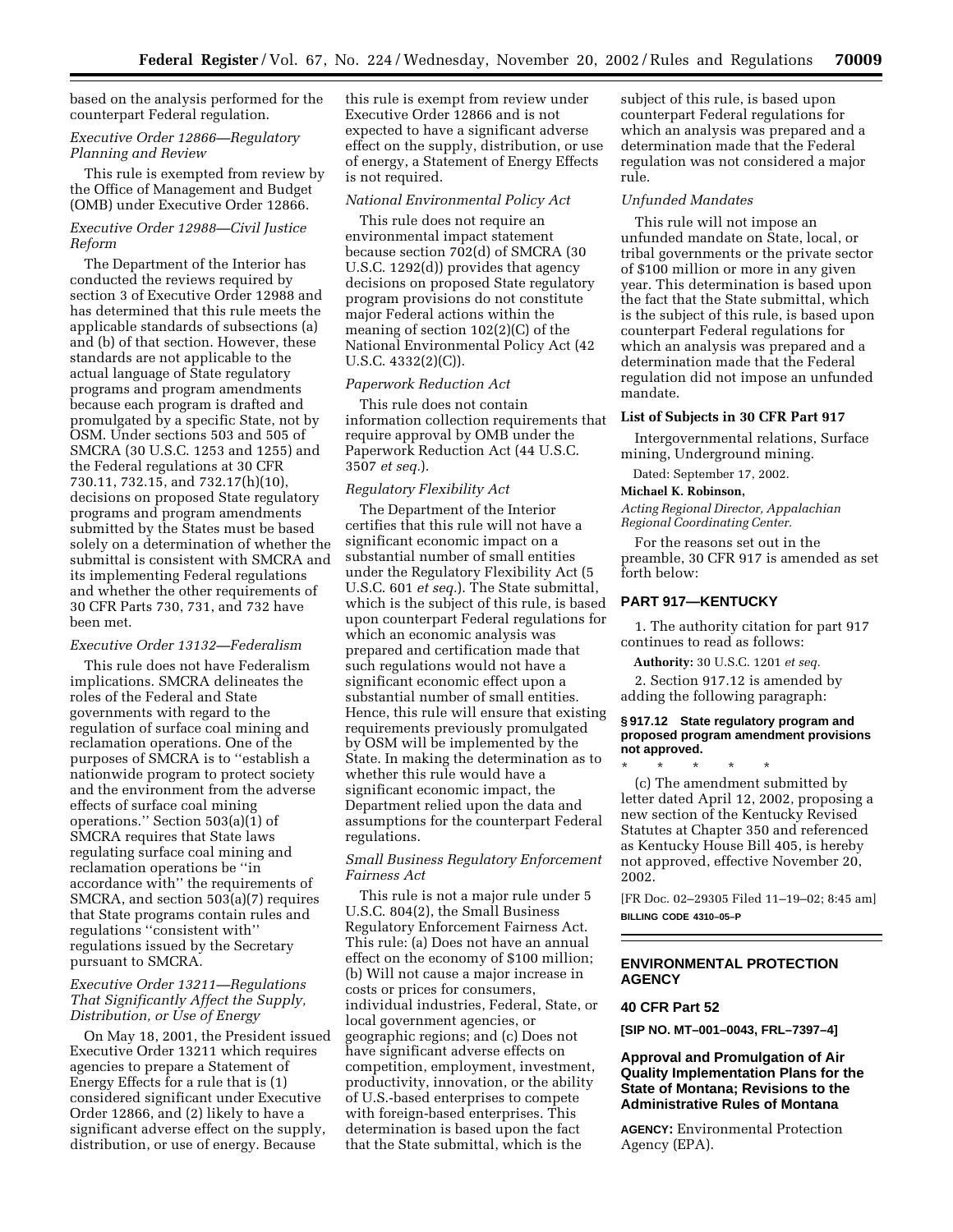based on the analysis performed for the counterpart Federal regulation.

*Executive Order 12866—Regulatory Planning and Review*

This rule is exempted from review by the Office of Management and Budget (OMB) under Executive Order 12866.

*Executive Order 12988—Civil Justice Reform*

The Department of the Interior has conducted the reviews required by section 3 of Executive Order 12988 and has determined that this rule meets the applicable standards of subsections (a) and (b) of that section. However, these standards are not applicable to the actual language of State regulatory programs and program amendments because each program is drafted and promulgated by a specific State, not by OSM. Under sections 503 and 505 of SMCRA (30 U.S.C. 1253 and 1255) and the Federal regulations at 30 CFR 730.11, 732.15, and 732.17(h)(10), decisions on proposed State regulatory programs and program amendments submitted by the States must be based solely on a determination of whether the submittal is consistent with SMCRA and its implementing Federal regulations and whether the other requirements of 30 CFR Parts 730, 731, and 732 have been met.

*Executive Order 13132—Federalism*

This rule does not have Federalism implications. SMCRA delineates the roles of the Federal and State governments with regard to the regulation of surface coal mining and reclamation operations. One of the purposes of SMCRA is to ''establish a nationwide program to protect society and the environment from the adverse effects of surface coal mining operations.'' Section 503(a)(1) of SMCRA requires that State laws regulating surface coal mining and reclamation operations be ''in accordance with'' the requirements of SMCRA, and section 503(a)(7) requires that State programs contain rules and regulations ''consistent with'' regulations issued by the Secretary pursuant to SMCRA.

*Executive Order 13211—Regulations That Significantly Affect the Supply, Distribution, or Use of Energy*

On May 18, 2001, the President issued Executive Order 13211 which requires agencies to prepare a Statement of Energy Effects for a rule that is (1) considered significant under Executive Order 12866, and (2) likely to have a significant adverse effect on the supply, distribution, or use of energy. Because this rule is exempt from review under Executive Order 12866 and is not expected to have a significant adverse effect on the supply, distribution, or use of energy, a Statement of Energy Effects is not required.

*National Environmental Policy Act*

This rule does not require an environmental impact statement because section 702(d) of SMCRA (30 U.S.C. 1292(d)) provides that agency decisions on proposed State regulatory program provisions do not constitute major Federal actions within the meaning of section 102(2)(C) of the National Environmental Policy Act (42 U.S.C. 4332(2)(C)).

*Paperwork Reduction Act*

This rule does not contain information collection requirements that require approval by OMB under the Paperwork Reduction Act (44 U.S.C. 3507 *et seq.*).

*Regulatory Flexibility Act*

The Department of the Interior certifies that this rule will not have a significant economic impact on a substantial number of small entities under the Regulatory Flexibility Act (5 U.S.C. 601 *et seq.*). The State submittal, which is the subject of this rule, is based upon counterpart Federal regulations for which an economic analysis was prepared and certification made that such regulations would not have a significant economic effect upon a substantial number of small entities. Hence, this rule will ensure that existing requirements previously promulgated by OSM will be implemented by the State. In making the determination as to whether this rule would have a significant economic impact, the Department relied upon the data and assumptions for the counterpart Federal regulations.

*Small Business Regulatory Enforcement Fairness Act*

This rule is not a major rule under 5 U.S.C. 804(2), the Small Business Regulatory Enforcement Fairness Act. This rule: (a) Does not have an annual effect on the economy of $100 million; (b) Will not cause a major increase in costs or prices for consumers, individual industries, Federal, State, or local government agencies, or geographic regions; and (c) Does not have significant adverse effects on competition, employment, investment, productivity, innovation, or the ability of U.S.-based enterprises to compete with foreign-based enterprises. This determination is based upon the fact that the State submittal, which is the subject of this rule, is based upon counterpart Federal regulations for which an analysis was prepared and a determination made that the Federal regulation was not considered a major rule.

*Unfunded Mandates*

This rule will not impose an unfunded mandate on State, local, or tribal governments or the private sector of $100 million or more in any given year. This determination is based upon the fact that the State submittal, which is the subject of this rule, is based upon counterpart Federal regulations for which an analysis was prepared and a determination made that the Federal regulation did not impose an unfunded mandate.

**List of Subjects in 30 CFR Part 917**

Intergovernmental relations, Surface mining, Underground mining.

Dated: September 17, 2002.

**Michael K. Robinson,**

*Acting Regional Director, Appalachian Regional Coordinating Center.*

For the reasons set out in the preamble, 30 CFR 917 is amended as set forth below:

## PART 917—KENTUCKY

1. The authority citation for part 917 continues to read as follows:

**Authority:** 30 U.S.C. 1201 *et seq.*

2. Section 917.12 is amended by adding the following paragraph:

**§ 917.12 State regulatory program and proposed program amendment provisions not approved.**

\* \* \* \* \*

(c) The amendment submitted by letter dated April 12, 2002, proposing a new section of the Kentucky Revised Statutes at Chapter 350 and referenced as Kentucky House Bill 405, is hereby not approved, effective November 20, 2002.

[FR Doc. 02–29305 Filed 11–19–02; 8:45 am]

**BILLING CODE 4310–05–P**

## ENVIRONMENTAL PROTECTION AGENCY

### 40 CFR Part 52

**[SIP NO. MT–001–0043, FRL–7397–4]**

### Approval and Promulgation of Air Quality Implementation Plans for the State of Montana; Revisions to the Administrative Rules of Montana

**AGENCY:** Environmental Protection Agency (EPA).